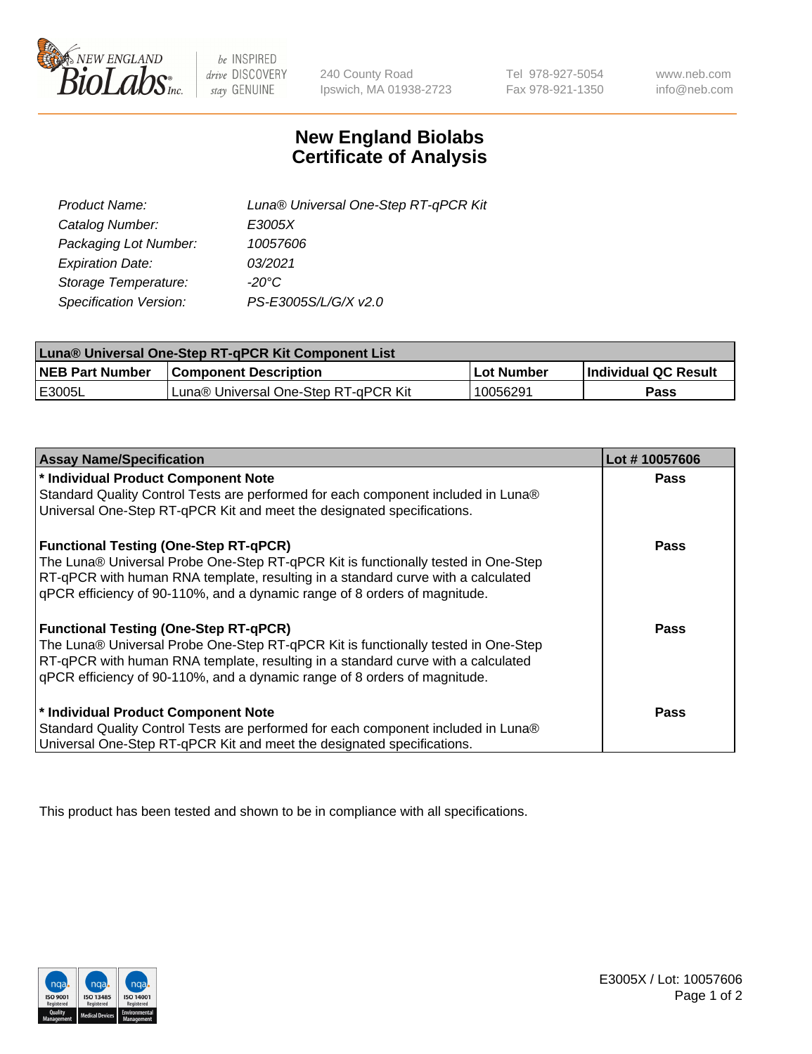240 County Road
Ipswich, MA 01938-2723

Tel 978-927-5054
Fax 978-921-1350

www.neb.com
info@neb.com

# New England Biolabs
# Certificate of Analysis

| | |
|---|---|
| *Product Name:* | *Luna® Universal One-Step RT-qPCR Kit* |
| *Catalog Number:* | *E3005X* |
| *Packaging Lot Number:* | *10057606* |
| *Expiration Date:* | *03/2021* |
| *Storage Temperature:* | *-20°C* |
| *Specification Version:* | *PS-E3005S/L/G/X v2.0* |

| **Luna® Universal One-Step RT-qPCR Kit Component List** | | | |
|---|---|---|---|
| **NEB Part Number** | **Component Description** | **Lot Number** | **Individual QC Result** |
| E3005L | Luna® Universal One-Step RT-qPCR Kit | 10056291 | **Pass** |

| **Assay Name/Specification** | **Lot # 10057606** |
|---|---|
| **\* Individual Product Component Note**<br>Standard Quality Control Tests are performed for each component included in Luna® Universal One-Step RT-qPCR Kit and meet the designated specifications. | **Pass** |
| **Functional Testing (One-Step RT-qPCR)**<br>The Luna® Universal Probe One-Step RT-qPCR Kit is functionally tested in One-Step RT-qPCR with human RNA template, resulting in a standard curve with a calculated qPCR efficiency of 90-110%, and a dynamic range of 8 orders of magnitude. | **Pass** |
| **Functional Testing (One-Step RT-qPCR)**<br>The Luna® Universal Probe One-Step RT-qPCR Kit is functionally tested in One-Step RT-qPCR with human RNA template, resulting in a standard curve with a calculated qPCR efficiency of 90-110%, and a dynamic range of 8 orders of magnitude. | **Pass** |
| **\* Individual Product Component Note**<br>Standard Quality Control Tests are performed for each component included in Luna® Universal One-Step RT-qPCR Kit and meet the designated specifications. | **Pass** |

This product has been tested and shown to be in compliance with all specifications.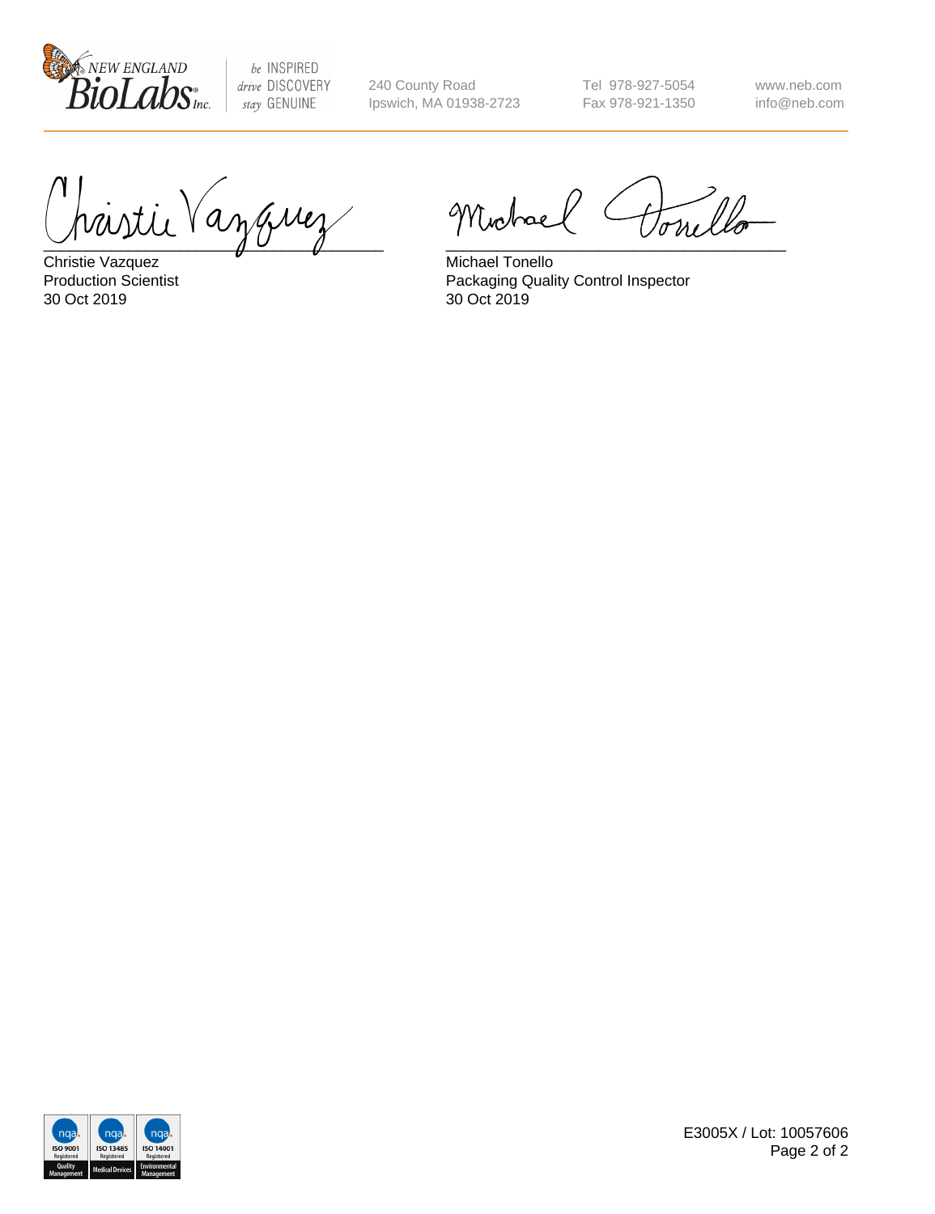Christie Vazquez
Production Scientist
30 Oct 2019

Michael Tonello
Packaging Quality Control Inspector
30 Oct 2019

E3005X / Lot: 10057606